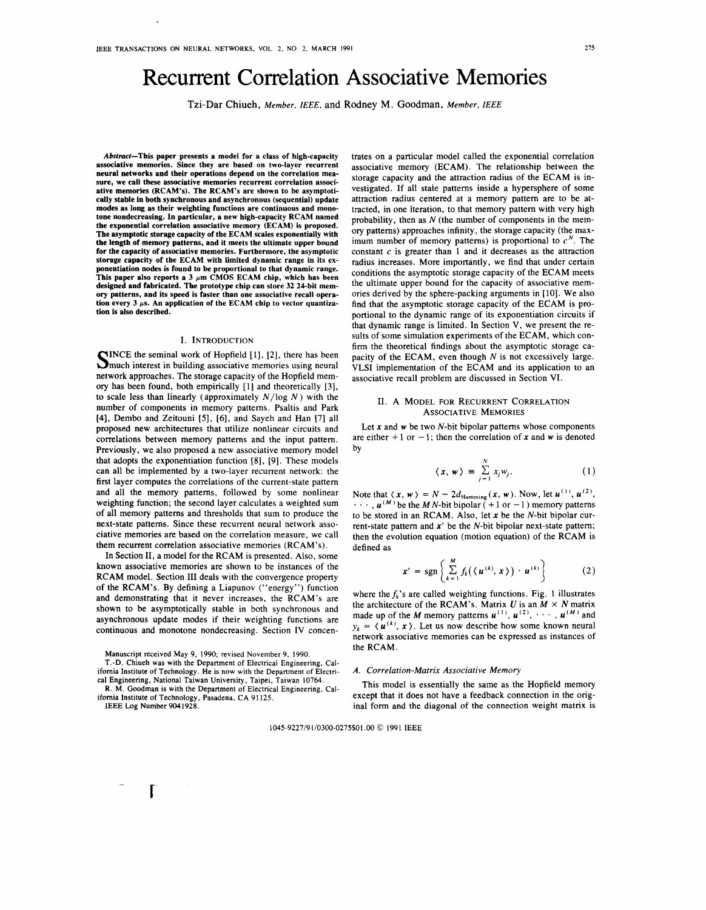# Recurrent Correlation Associative Memories

Tzi-Dar Chiueh, *Member, IEEE*, and Rodney M. Goodman, *Member, IEEE*

***Abstract*—This paper presents a model for a class of high-capacity associative memories. Since they are based on two-layer recurrent neural networks and their operations depend on the correlation measure, we call these associative memories recurrent correlation associative memories (RCAM's). The RCAM's are shown to be asymptotically stable in both synchronous and asynchronous (sequential) update modes as long as their weighting functions are continuous and monotone nondecreasing. In particular, a new high-capacity RCAM named the exponential correlation associative memory (ECAM) is proposed. The asymptotic storage capacity of the ECAM scales exponentially with the length of memory patterns, and it meets the ultimate upper bound for the capacity of associative memories. Furthermore, the asymptotic storage capacity of the ECAM with limited dynamic range in its exponentiation nodes is found to be proportional to that dynamic range. This paper also reports a 3 μm CMOS ECAM chip, which has been designed and fabricated. The prototype chip can store 32 24-bit memory patterns, and its speed is faster than one associative recall operation every 3 μs. An application of the ECAM chip to vector quantization is also described.**

## I. Introduction

Since the seminal work of Hopfield [1], [2], there has been much interest in building associative memories using neural network approaches. The storage capacity of the Hopfield memory has been found, both empirically [1] and theoretically [3], to scale less than linearly (approximately $N/\log N$) with the number of components in memory patterns. Psaltis and Park [4], Dembo and Zeitouni [5], [6], and Sayeh and Han [7] all proposed new architectures that utilize nonlinear circuits and correlations between memory patterns and the input pattern. Previously, we also proposed a new associative memory model that adopts the exponentiation function [8], [9]. These models can all be implemented by a two-layer recurrent network: the first layer computes the correlations of the current-state pattern and all the memory patterns, followed by some nonlinear weighting function; the second layer calculates a weighted sum of all memory patterns and thresholds that sum to produce the next-state patterns. Since these recurrent neural network associative memories are based on the correlation measure, we call them recurrent correlation associative memories (RCAM's).

In Section II, a model for the RCAM is presented. Also, some known associative memories are shown to be instances of the RCAM model. Section III deals with the convergence property of the RCAM's. By defining a Liapunov ("energy") function and demonstrating that it never increases, the RCAM's are shown to be asymptotically stable in both synchronous and asynchronous update modes if their weighting functions are continuous and monotone nondecreasing. Section IV concentrates on a particular model called the exponential correlation associative memory (ECAM). The relationship between the storage capacity and the attraction radius of the ECAM is investigated. If all state patterns inside a hypersphere of some attraction radius centered at a memory pattern are to be attracted, in one iteration, to that memory pattern with very high probability, then as $N$ (the number of components in the memory patterns) approaches infinity, the storage capacity (the maximum number of memory patterns) is proportional to $c^N$. The constant $c$ is greater than 1 and it decreases as the attraction radius increases. More importantly, we find that under certain conditions the asymptotic storage capacity of the ECAM meets the ultimate upper bound for the capacity of associative memories derived by the sphere-packing arguments in [10]. We also find that the asymptotic storage capacity of the ECAM is proportional to the dynamic range of its exponentiation circuits if that dynamic range is limited. In Section V, we present the results of some simulation experiments of the ECAM, which confirm the theoretical findings about the asymptotic storage capacity of the ECAM, even though $N$ is not excessively large. VLSI implementation of the ECAM and its application to an associative recall problem are discussed in Section VI.

## II. A Model for Recurrent Correlation Associative Memories

Let $x$ and $w$ be two $N$-bit bipolar patterns whose components are either $+1$ or $-1$; then the correlation of $x$ and $w$ is denoted by

$$\langle x, w \rangle \equiv \sum_{j=1}^{N} x_j w_j. \tag{1}$$

Note that $\langle x, w \rangle = N - 2d_{\text{Hamming}}(x, w)$. Now, let $u^{(1)}, u^{(2)}, \cdots, u^{(M)}$ be the $M$ $N$-bit bipolar ($+1$ or $-1$) memory patterns to be stored in an RCAM. Also, let $x$ be the $N$-bit bipolar current-state pattern and $x'$ be the $N$-bit bipolar next-state pattern; then the evolution equation (motion equation) of the RCAM is defined as

$$x' = \operatorname{sgn}\left\{ \sum_{k=1}^{M} f_k(\langle u^{(k)}, x \rangle) \cdot u^{(k)} \right\} \tag{2}$$

where the $f_k$'s are called weighting functions. Fig. 1 illustrates the architecture of the RCAM's. Matrix $U$ is an $M \times N$ matrix made up of the $M$ memory patterns $u^{(1)}, u^{(2)}, \cdots, u^{(M)}$ and $y_k = \langle u^{(k)}, x \rangle$. Let us now describe how some known neural network associative memories can be expressed as instances of the RCAM.

### A. Correlation-Matrix Associative Memory

This model is essentially the same as the Hopfield memory except that it does not have a feedback connection in the original form and the diagonal of the connection weight matrix is

Manuscript received May 9, 1990; revised November 9, 1990.

T.-D. Chiueh was with the Department of Electrical Engineering, California Institute of Technology. He is now with the Department of Electrical Engineering, National Taiwan University, Taipei, Taiwan 10764.

R. M. Goodman is with the Department of Electrical Engineering, California Institute of Technology, Pasadena, CA 91125.

IEEE Log Number 9041928.

1045-9227/91/0300-0275$01.00 © 1991 IEEE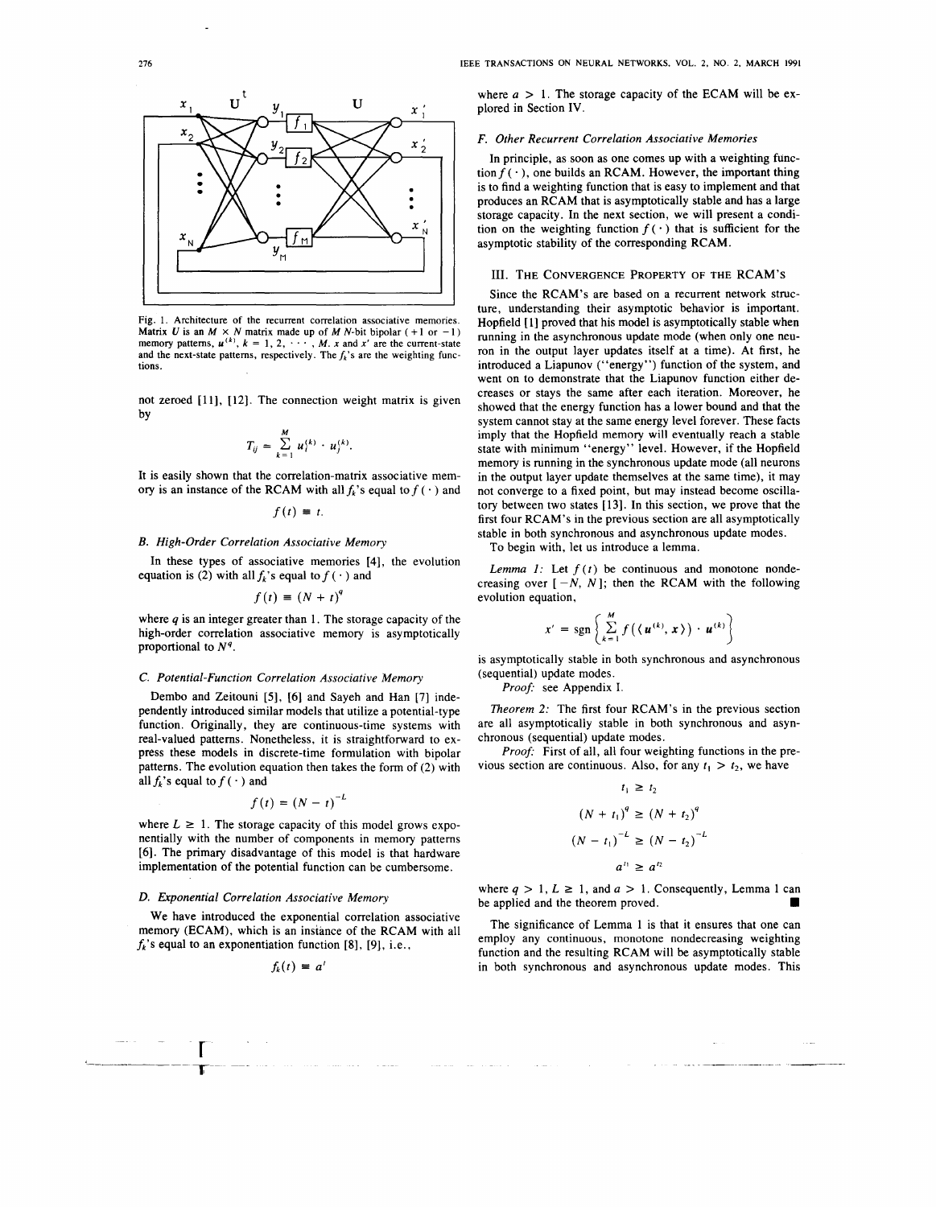Fig. 1. Architecture of the recurrent correlation associative memories. Matrix $U$ is an $M \times N$ matrix made up of $M$ $N$-bit bipolar (+1 or −1) memory patterns, $u^{(k)}$, $k = 1, 2, \cdots, M$. $x$ and $x'$ are the current-state and the next-state patterns, respectively. The $f_k$'s are the weighting functions.

not zeroed [11], [12]. The connection weight matrix is given by

$$T_{ij} = \sum_{k=1}^{M} u_i^{(k)} \cdot u_j^{(k)}.$$

It is easily shown that the correlation-matrix associative memory is an instance of the RCAM with all $f_k$'s equal to $f(\cdot)$ and

$$f(t) \equiv t.$$

### B. High-Order Correlation Associative Memory

In these types of associative memories [4], the evolution equation is (2) with all $f_k$'s equal to $f(\cdot)$ and

$$f(t) \equiv (N + t)^q$$

where $q$ is an integer greater than 1. The storage capacity of the high-order correlation associative memory is asymptotically proportional to $N^q$.

### C. Potential-Function Correlation Associative Memory

Dembo and Zeitouni [5], [6] and Sayeh and Han [7] independently introduced similar models that utilize a potential-type function. Originally, they are continuous-time systems with real-valued patterns. Nonetheless, it is straightforward to express these models in discrete-time formulation with bipolar patterns. The evolution equation then takes the form of (2) with all $f_k$'s equal to $f(\cdot)$ and

$$f(t) = (N - t)^{-L}$$

where $L \geq 1$. The storage capacity of this model grows exponentially with the number of components in memory patterns [6]. The primary disadvantage of this model is that hardware implementation of the potential function can be cumbersome.

### D. Exponential Correlation Associative Memory

We have introduced the exponential correlation associative memory (ECAM), which is an instance of the RCAM with all $f_k$'s equal to an exponentiation function [8], [9], i.e.,

$$f_k(t) \equiv a^t$$

where $a > 1$. The storage capacity of the ECAM will be explored in Section IV.

### F. Other Recurrent Correlation Associative Memories

In principle, as soon as one comes up with a weighting function $f(\cdot)$, one builds an RCAM. However, the important thing is to find a weighting function that is easy to implement and that produces an RCAM that is asymptotically stable and has a large storage capacity. In the next section, we will present a condition on the weighting function $f(\cdot)$ that is sufficient for the asymptotic stability of the corresponding RCAM.

## III. The Convergence Property of the RCAM's

Since the RCAM's are based on a recurrent network structure, understanding their asymptotic behavior is important. Hopfield [1] proved that his model is asymptotically stable when running in the asynchronous update mode (when only one neuron in the output layer updates itself at a time). At first, he introduced a Liapunov ("energy") function of the system, and went on to demonstrate that the Liapunov function either decreases or stays the same after each iteration. Moreover, he showed that the energy function has a lower bound and that the system cannot stay at the same energy level forever. These facts imply that the Hopfield memory will eventually reach a stable state with minimum "energy" level. However, if the Hopfield memory is running in the synchronous update mode (all neurons in the output layer update themselves at the same time), it may not converge to a fixed point, but may instead become oscillatory between two states [13]. In this section, we prove that the first four RCAM's in the previous section are all asymptotically stable in both synchronous and asynchronous update modes.

To begin with, let us introduce a lemma.

*Lemma 1:* Let $f(t)$ be continuous and monotone nondecreasing over $[-N, N]$; then the RCAM with the following evolution equation,

$$x' = \text{sgn}\left\{\sum_{k=1}^{M} f(\langle u^{(k)}, x\rangle) \cdot u^{(k)}\right\}$$

is asymptotically stable in both synchronous and asynchronous (sequential) update modes.

*Proof:* see Appendix I.

*Theorem 2:* The first four RCAM's in the previous section are all asymptotically stable in both synchronous and asynchronous (sequential) update modes.

*Proof:* First of all, all four weighting functions in the previous section are continuous. Also, for any $t_1 > t_2$, we have

$$t_1 \geq t_2$$

$$(N + t_1)^q \geq (N + t_2)^q$$

$$(N - t_1)^{-L} \geq (N - t_2)^{-L}$$

$$a^{t_1} \geq a^{t_2}$$

where $q > 1$, $L \geq 1$, and $a > 1$. Consequently, Lemma 1 can be applied and the theorem proved. ∎

The significance of Lemma 1 is that it ensures that one can employ any continuous, monotone nondecreasing weighting function and the resulting RCAM will be asymptotically stable in both synchronous and asynchronous update modes. This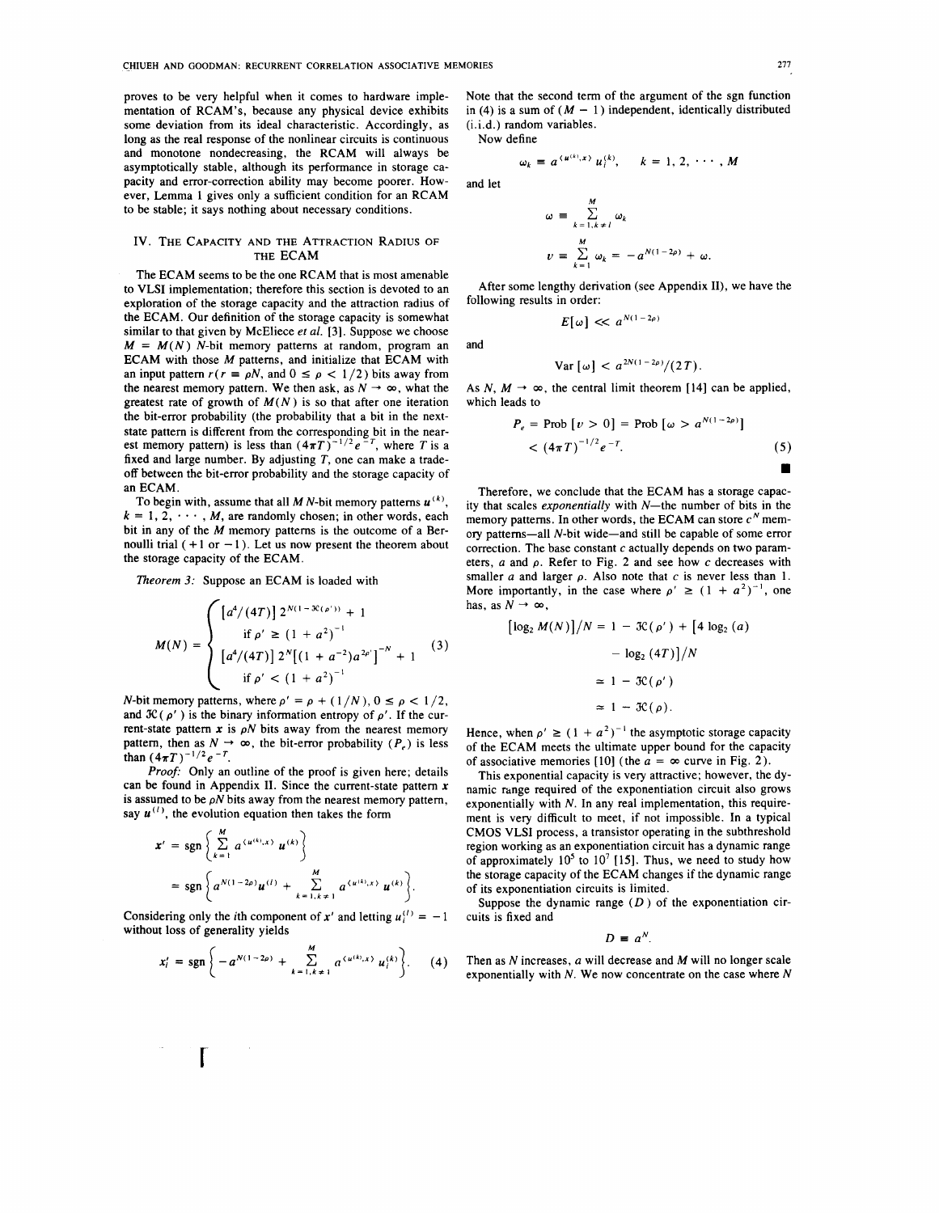proves to be very helpful when it comes to hardware implementation of RCAM's, because any physical device exhibits some deviation from its ideal characteristic. Accordingly, as long as the real response of the nonlinear circuits is continuous and monotone nondecreasing, the RCAM will always be asymptotically stable, although its performance in storage capacity and error-correction ability may become poorer. However, Lemma 1 gives only a sufficient condition for an RCAM to be stable; it says nothing about necessary conditions.

## IV. The Capacity and the Attraction Radius of the ECAM

The ECAM seems to be the one RCAM that is most amenable to VLSI implementation; therefore this section is devoted to an exploration of the storage capacity and the attraction radius of the ECAM. Our definition of the storage capacity is somewhat similar to that given by McEliece *et al.* [3]. Suppose we choose $M = M(N)$ $N$-bit memory patterns at random, program an ECAM with those $M$ patterns, and initialize that ECAM with an input pattern $r$ ($r \equiv \rho N$, and $0 \leq \rho < 1/2$) bits away from the nearest memory pattern. We then ask, as $N \to \infty$, what the greatest rate of growth of $M(N)$ is so that after one iteration the bit-error probability (the probability that a bit in the next-state pattern is different from the corresponding bit in the nearest memory pattern) is less than $(4\pi T)^{-1/2}e^{-T}$, where $T$ is a fixed and large number. By adjusting $T$, one can make a tradeoff between the bit-error probability and the storage capacity of an ECAM.

To begin with, assume that all $M$ $N$-bit memory patterns $u^{(k)}$, $k = 1, 2, \cdots, M$, are randomly chosen; in other words, each bit in any of the $M$ memory patterns is the outcome of a Bernoulli trial ($+1$ or $-1$). Let us now present the theorem about the storage capacity of the ECAM.

*Theorem 3:* Suppose an ECAM is loaded with

$$M(N) = \begin{cases} [a^4/(4T)]\, 2^{N(1-\mathcal{H}(\rho'))} + 1 & \text{if } \rho' \geq (1+a^2)^{-1} \\ [a^4/(4T)]\, 2^N[(1+a^{-2})a^{2\rho'}]^{-N} + 1 & \text{if } \rho' < (1+a^2)^{-1} \end{cases} \tag{3}$$

$N$-bit memory patterns, where $\rho' = \rho + (1/N)$, $0 \leq \rho < 1/2$, and $\mathcal{H}(\rho')$ is the binary information entropy of $\rho'$. If the current-state pattern $x$ is $\rho N$ bits away from the nearest memory pattern, then as $N \to \infty$, the bit-error probability ($P_e$) is less than $(4\pi T)^{-1/2}e^{-T}$.

*Proof:* Only an outline of the proof is given here; details can be found in Appendix II. Since the current-state pattern $x$ is assumed to be $\rho N$ bits away from the nearest memory pattern, say $u^{(l)}$, the evolution equation then takes the form

$$x' = \operatorname{sgn}\left\{\sum_{k=1}^{M} a^{\langle u^{(k)}, x\rangle} u^{(k)}\right\}$$
$$= \operatorname{sgn}\left\{a^{N(1-2\rho)}u^{(l)} + \sum_{k=1, k\neq l}^{M} a^{\langle u^{(k)}, x\rangle} u^{(k)}\right\}.$$

Considering only the $i$th component of $x'$ and letting $u_i^{(l)} = -1$ without loss of generality yields

$$x_i' = \operatorname{sgn}\left\{-a^{N(1-2\rho)} + \sum_{k=1, k\neq l}^{M} a^{\langle u^{(k)}, x\rangle} u_i^{(k)}\right\}. \tag{4}$$

Note that the second term of the argument of the sgn function in (4) is a sum of $(M-1)$ independent, identically distributed (i.i.d.) random variables.

Now define

$$\omega_k \equiv a^{\langle u^{(k)}, x\rangle} u_i^{(k)}, \qquad k = 1, 2, \cdots, M$$

and let

$$\omega \equiv \sum_{k=1, k\neq l}^{M} \omega_k$$
$$v \equiv \sum_{k=1}^{M} \omega_k = -a^{N(1-2\rho)} + \omega.$$

After some lengthy derivation (see Appendix II), we have the following results in order:

$$E[\omega] \ll a^{N(1-2\rho)}$$

and

$$\operatorname{Var}[\omega] < a^{2N(1-2\rho)}/(2T).$$

As $N, M \to \infty$, the central limit theorem [14] can be applied, which leads to

$$P_e = \operatorname{Prob}[v > 0] = \operatorname{Prob}[\omega > a^{N(1-2\rho)}] < (4\pi T)^{-1/2}e^{-T}. \tag{5}$$

∎

Therefore, we conclude that the ECAM has a storage capacity that scales *exponentially* with $N$—the number of bits in the memory patterns. In other words, the ECAM can store $c^N$ memory patterns—all $N$-bit wide—and still be capable of some error correction. The base constant $c$ actually depends on two parameters, $a$ and $\rho$. Refer to Fig. 2 and see how $c$ decreases with smaller $a$ and larger $\rho$. Also note that $c$ is never less than 1. More importantly, in the case where $\rho' \geq (1+a^2)^{-1}$, one has, as $N \to \infty$,

$$[\log_2 M(N)]/N = 1 - \mathcal{H}(\rho') + [4\log_2(a) - \log_2(4T)]/N$$
$$\simeq 1 - \mathcal{H}(\rho')$$
$$\simeq 1 - \mathcal{H}(\rho).$$

Hence, when $\rho' \geq (1+a^2)^{-1}$ the asymptotic storage capacity of the ECAM meets the ultimate upper bound for the capacity of associative memories [10] (the $a = \infty$ curve in Fig. 2).

This exponential capacity is very attractive; however, the dynamic range required of the exponentiation circuit also grows exponentially with $N$. In any real implementation, this requirement is very difficult to meet, if not impossible. In a typical CMOS VLSI process, a transistor operating in the subthreshold region working as an exponentiation circuit has a dynamic range of approximately $10^5$ to $10^7$ [15]. Thus, we need to study how the storage capacity of the ECAM changes if the dynamic range of its exponentiation circuits is limited.

Suppose the dynamic range ($D$) of the exponentiation circuits is fixed and

$$D \equiv a^N.$$

Then as $N$ increases, $a$ will decrease and $M$ will no longer scale exponentially with $N$. We now concentrate on the case where $N$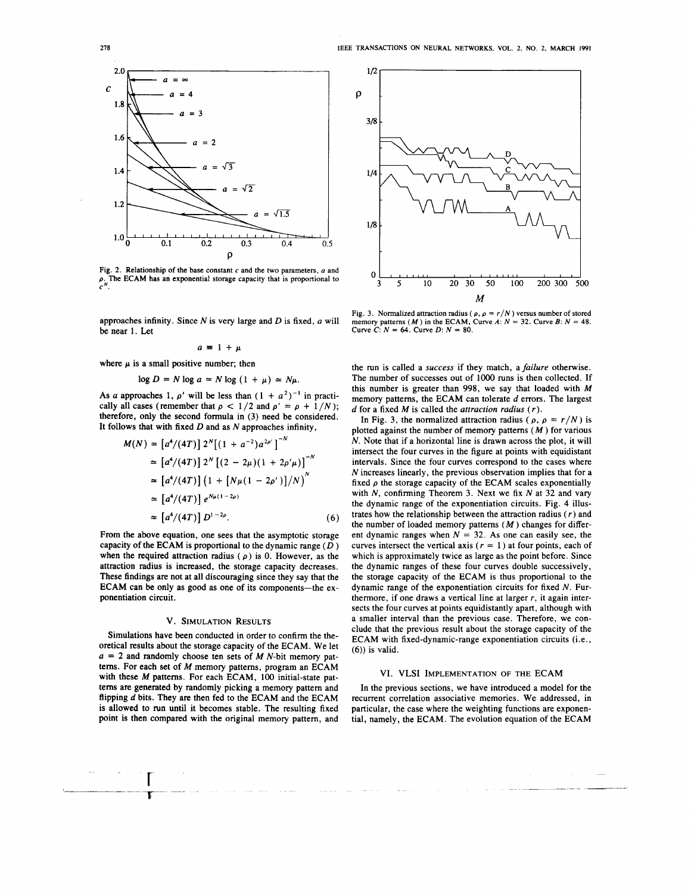Fig. 2. Relationship of the base constant $c$ and the two parameters, $a$ and $\rho$. The ECAM has an exponential storage capacity that is proportional to $c^N$.

Fig. 3. Normalized attraction radius ($\rho$, $\rho = r/N$) versus number of stored memory patterns ($M$) in the ECAM, Curve $A$: $N = 32$. Curve $B$: $N = 48$. Curve $C$: $N = 64$. Curve $D$: $N = 80$.

approaches infinity. Since $N$ is very large and $D$ is fixed, $a$ will be near 1. Let

$$a \equiv 1 + \mu$$

where $\mu$ is a small positive number; then

$$\log D = N \log a = N \log (1 + \mu) \simeq N\mu.$$

As $a$ approaches 1, $\rho'$ will be less than $(1 + a^2)^{-1}$ in practically all cases (remember that $\rho < 1/2$ and $\rho' = \rho + 1/N$); therefore, only the second formula in (3) need be considered. It follows that with fixed $D$ and as $N$ approaches infinity,

$$\begin{aligned} M(N) &= [a^4/(4T)]\, 2^N [(1 + a^{-2})a^{2\rho'}]^{-N} \\ &\simeq [a^4/(4T)]\, 2^N [(2 - 2\mu)(1 + 2\rho'\mu)]^{-N} \\ &\simeq [a^4/(4T)]\, (1 + [N\mu(1 - 2\rho')]/N)^N \\ &\simeq [a^4/(4T)]\, e^{N\mu(1-2\rho)} \\ &\simeq [a^4/(4T)]\, D^{1-2\rho}. \end{aligned} \tag{6}$$

From the above equation, one sees that the asymptotic storage capacity of the ECAM is proportional to the dynamic range ($D$) when the required attraction radius ($\rho$) is 0. However, as the attraction radius is increased, the storage capacity decreases. These findings are not at all discouraging since they say that the ECAM can be only as good as one of its components—the exponentiation circuit.

## V. Simulation Results

Simulations have been conducted in order to confirm the theoretical results about the storage capacity of the ECAM. We let $a = 2$ and randomly choose ten sets of $M$ $N$-bit memory patterns. For each set of $M$ memory patterns, program an ECAM with these $M$ patterns. For each ECAM, 100 initial-state patterns are generated by randomly picking a memory pattern and flipping $d$ bits. They are then fed to the ECAM and the ECAM is allowed to run until it becomes stable. The resulting fixed point is then compared with the original memory pattern, and the run is called a *success* if they match, a *failure* otherwise. The number of successes out of 1000 runs is then collected. If this number is greater than 998, we say that loaded with $M$ memory patterns, the ECAM can tolerate $d$ errors. The largest $d$ for a fixed $M$ is called the *attraction radius* ($r$).

In Fig. 3, the normalized attraction radius ($\rho$, $\rho = r/N$) is plotted against the number of memory patterns ($M$) for various $N$. Note that if a horizontal line is drawn across the plot, it will intersect the four curves in the figure at points with equidistant intervals. Since the four curves correspond to the cases where $N$ increases linearly, the previous observation implies that for a fixed $\rho$ the storage capacity of the ECAM scales exponentially with $N$, confirming Theorem 3. Next we fix $N$ at 32 and vary the dynamic range of the exponentiation circuits. Fig. 4 illustrates how the relationship between the attraction radius ($r$) and the number of loaded memory patterns ($M$) changes for different dynamic ranges when $N = 32$. As one can easily see, the curves intersect the vertical axis ($r = 1$) at four points, each of which is approximately twice as large as the point before. Since the dynamic ranges of these four curves double successively, the storage capacity of the ECAM is thus proportional to the dynamic range of the exponentiation circuits for fixed $N$. Furthermore, if one draws a vertical line at larger $r$, it again intersects the four curves at points equidistantly apart, although with a smaller interval than the previous case. Therefore, we conclude that the previous result about the storage capacity of the ECAM with fixed-dynamic-range exponentiation circuits (i.e., (6)) is valid.

## VI. VLSI Implementation of the ECAM

In the previous sections, we have introduced a model for the recurrent correlation associative memories. We addressed, in particular, the case where the weighting functions are exponential, namely, the ECAM. The evolution equation of the ECAM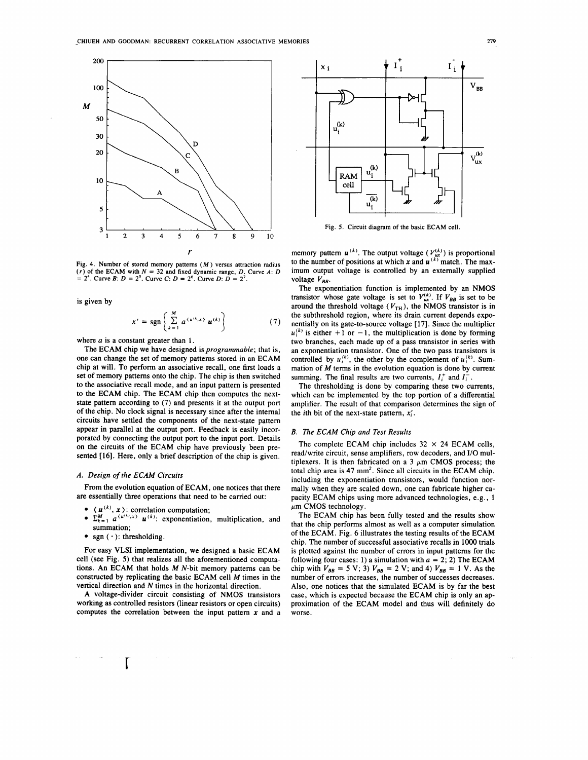Fig. 4. Number of stored memory patterns ($M$) versus attraction radius ($r$) of the ECAM with $N = 32$ and fixed dynamic range, $D$. Curve $A$: $D = 2^4$. Curve $B$: $D = 2^5$. Curve $C$: $D = 2^6$. Curve $D$: $D = 2^7$.

is given by

$$x' = \operatorname{sgn}\left\{\sum_{k=1}^{M} a^{\langle u^{(k)}, x\rangle} u^{(k)}\right\} \tag{7}$$

where $a$ is a constant greater than 1.

The ECAM chip we have designed is *programmable*; that is, one can change the set of memory patterns stored in an ECAM chip at will. To perform an associative recall, one first loads a set of memory patterns onto the chip. The chip is then switched to the associative recall mode, and an input pattern is presented to the ECAM chip. The ECAM chip then computes the next-state pattern according to (7) and presents it at the output port of the chip. No clock signal is necessary since after the internal circuits have settled the components of the next-state pattern appear in parallel at the output port. Feedback is easily incorporated by connecting the output port to the input port. Details on the circuits of the ECAM chip have previously been presented [16]. Here, only a brief description of the chip is given.

### A. Design of the ECAM Circuits

From the evolution equation of ECAM, one notices that there are essentially three operations that need to be carried out:

- $\langle u^{(k)}, x\rangle$: correlation computation;
- $\sum_{k=1}^{M} a^{\langle u^{(k)}, x\rangle} u^{(k)}$: exponentiation, multiplication, and summation;
- sgn ( $\cdot$ ): thresholding.

For easy VLSI implementation, we designed a basic ECAM cell (see Fig. 5) that realizes all the aforementioned computations. An ECAM that holds $M$ $N$-bit memory patterns can be constructed by replicating the basic ECAM cell $M$ times in the vertical direction and $N$ times in the horizontal direction.

A voltage-divider circuit consisting of NMOS transistors working as controlled resistors (linear resistors or open circuits) computes the correlation between the input pattern $x$ and a memory pattern $u^{(k)}$. The output voltage ($V_{ux}^{(k)}$) is proportional to the number of positions at which $x$ and $u^{(k)}$ match. The maximum output voltage is controlled by an externally supplied voltage $V_{BB}$.

Fig. 5. Circuit diagram of the basic ECAM cell.

The exponentiation function is implemented by an NMOS transistor whose gate voltage is set to $V_{ux}^{(k)}$. If $V_{BB}$ is set to be around the threshold voltage ($V_{TH}$), the NMOS transistor is in the subthreshold region, where its drain current depends exponentially on its gate-to-source voltage [17]. Since the multiplier $u_i^{(k)}$ is either $+1$ or $-1$, the multiplication is done by forming two branches, each made up of a pass transistor in series with an exponentiation transistor. One of the two pass transistors is controlled by $u_i^{(k)}$, the other by the complement of $u_i^{(k)}$. Summation of $M$ terms in the evolution equation is done by current summing. The final results are two currents, $I_i^+$ and $I_i^-$.

The thresholding is done by comparing these two currents, which can be implemented by the top portion of a differential amplifier. The result of that comparison determines the sign of the $i$th bit of the next-state pattern, $x_i'$.

### B. The ECAM Chip and Test Results

The complete ECAM chip includes 32 × 24 ECAM cells, read/write circuit, sense amplifiers, row decoders, and I/O multiplexers. It is then fabricated on a 3 μm CMOS process; the total chip area is 47 mm$^2$. Since all circuits in the ECAM chip, including the exponentiation transistors, would function normally when they are scaled down, one can fabricate higher capacity ECAM chips using more advanced technologies, e.g., 1 μm CMOS technology.

The ECAM chip has been fully tested and the results show that the chip performs almost as well as a computer simulation of the ECAM. Fig. 6 illustrates the testing results of the ECAM chip. The number of successful associative recalls in 1000 trials is plotted against the number of errors in input patterns for the following four cases: 1) a simulation with $a = 2$; 2) The ECAM chip with $V_{BB} = 5$ V; 3) $V_{BB} = 2$ V; and 4) $V_{BB} = 1$ V. As the number of errors increases, the number of successes decreases. Also, one notices that the simulated ECAM is by far the best case, which is expected because the ECAM chip is only an approximation of the ECAM model and thus will definitely do worse.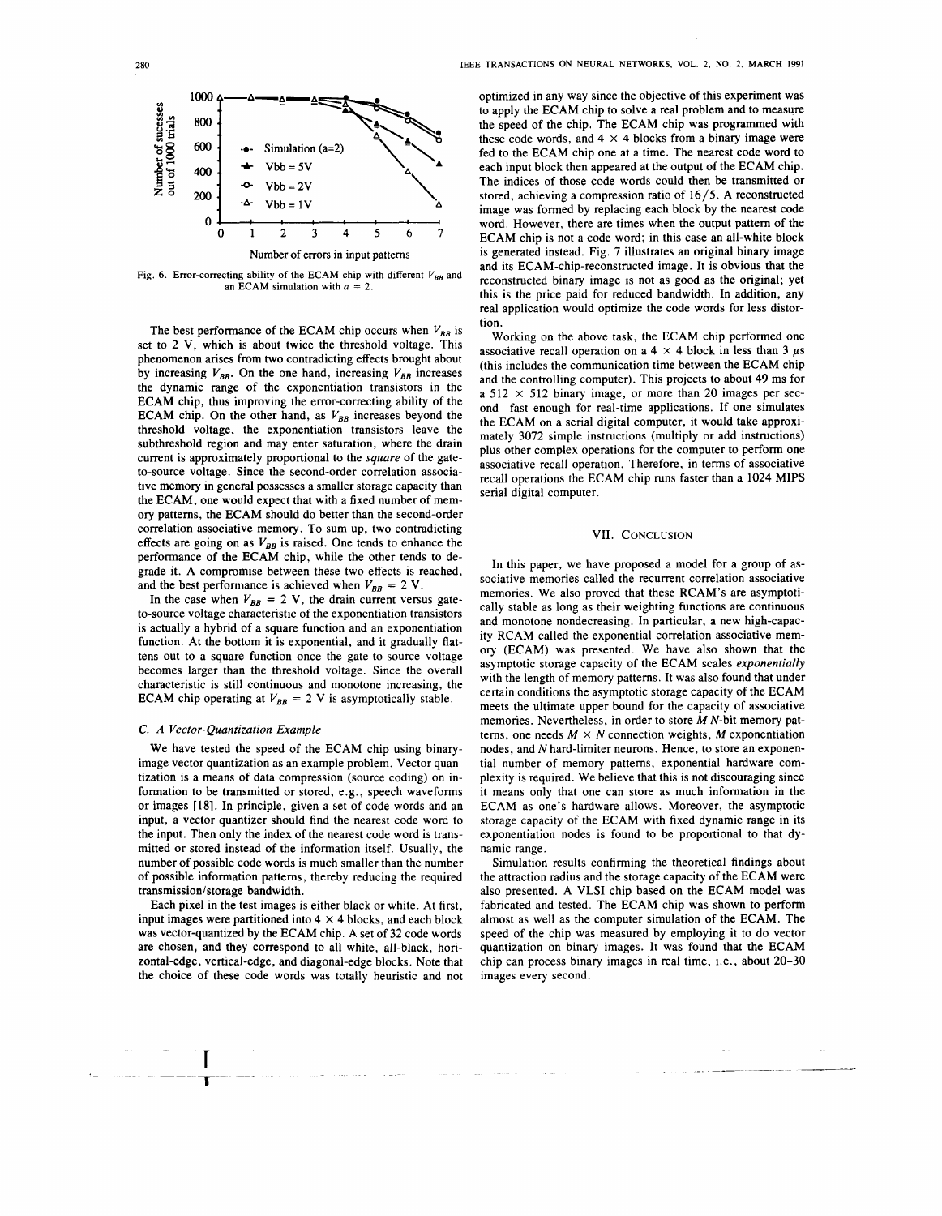Fig. 6. Error-correcting ability of the ECAM chip with different $V_{BB}$ and an ECAM simulation with $a = 2$.

The best performance of the ECAM chip occurs when $V_{BB}$ is set to 2 V, which is about twice the threshold voltage. This phenomenon arises from two contradicting effects brought about by increasing $V_{BB}$. On the one hand, increasing $V_{BB}$ increases the dynamic range of the exponentiation transistors in the ECAM chip, thus improving the error-correcting ability of the ECAM chip. On the other hand, as $V_{BB}$ increases beyond the threshold voltage, the exponentiation transistors leave the subthreshold region and may enter saturation, where the drain current is approximately proportional to the *square* of the gate-to-source voltage. Since the second-order correlation associative memory in general possesses a smaller storage capacity than the ECAM, one would expect that with a fixed number of memory patterns, the ECAM should do better than the second-order correlation associative memory. To sum up, two contradicting effects are going on as $V_{BB}$ is raised. One tends to enhance the performance of the ECAM chip, while the other tends to degrade it. A compromise between these two effects is reached, and the best performance is achieved when $V_{BB} = 2$ V.

In the case when $V_{BB} = 2$ V, the drain current versus gate-to-source voltage characteristic of the exponentiation transistors is actually a hybrid of a square function and an exponentiation function. At the bottom it is exponential, and it gradually flattens out to a square function once the gate-to-source voltage becomes larger than the threshold voltage. Since the overall characteristic is still continuous and monotone increasing, the ECAM chip operating at $V_{BB} = 2$ V is asymptotically stable.

### C. A Vector-Quantization Example

We have tested the speed of the ECAM chip using binary-image vector quantization as an example problem. Vector quantization is a means of data compression (source coding) on information to be transmitted or stored, e.g., speech waveforms or images [18]. In principle, given a set of code words and an input, a vector quantizer should find the nearest code word to the input. Then only the index of the nearest code word is transmitted or stored instead of the information itself. Usually, the number of possible code words is much smaller than the number of possible information patterns, thereby reducing the required transmission/storage bandwidth.

Each pixel in the test images is either black or white. At first, input images were partitioned into $4 \times 4$ blocks, and each block was vector-quantized by the ECAM chip. A set of 32 code words are chosen, and they correspond to all-white, all-black, horizontal-edge, vertical-edge, and diagonal-edge blocks. Note that the choice of these code words was totally heuristic and not optimized in any way since the objective of this experiment was to apply the ECAM chip to solve a real problem and to measure the speed of the chip. The ECAM chip was programmed with these code words, and $4 \times 4$ blocks from a binary image were fed to the ECAM chip one at a time. The nearest code word to each input block then appeared at the output of the ECAM chip. The indices of those code words could then be transmitted or stored, achieving a compression ratio of 16/5. A reconstructed image was formed by replacing each block by the nearest code word. However, there are times when the output pattern of the ECAM chip is not a code word; in this case an all-white block is generated instead. Fig. 7 illustrates an original binary image and its ECAM-chip-reconstructed image. It is obvious that the reconstructed binary image is not as good as the original; yet this is the price paid for reduced bandwidth. In addition, any real application would optimize the code words for less distortion.

Working on the above task, the ECAM chip performed one associative recall operation on a $4 \times 4$ block in less than 3 $\mu$s (this includes the communication time between the ECAM chip and the controlling computer). This projects to about 49 ms for a $512 \times 512$ binary image, or more than 20 images per second—fast enough for real-time applications. If one simulates the ECAM on a serial digital computer, it would take approximately 3072 simple instructions (multiply or add instructions) plus other complex operations for the computer to perform one associative recall operation. Therefore, in terms of associative recall operations the ECAM chip runs faster than a 1024 MIPS serial digital computer.

## VII. Conclusion

In this paper, we have proposed a model for a group of associative memories called the recurrent correlation associative memories. We also proved that these RCAM's are asymptotically stable as long as their weighting functions are continuous and monotone nondecreasing. In particular, a new high-capacity RCAM called the exponential correlation associative memory (ECAM) was presented. We have also shown that the asymptotic storage capacity of the ECAM scales *exponentially* with the length of memory patterns. It was also found that under certain conditions the asymptotic storage capacity of the ECAM meets the ultimate upper bound for the capacity of associative memories. Nevertheless, in order to store $M$ $N$-bit memory patterns, one needs $M \times N$ connection weights, $M$ exponentiation nodes, and $N$ hard-limiter neurons. Hence, to store an exponential number of memory patterns, exponential hardware complexity is required. We believe that this is not discouraging since it means only that one can store as much information in the ECAM as one's hardware allows. Moreover, the asymptotic storage capacity of the ECAM with fixed dynamic range in its exponentiation nodes is found to be proportional to that dynamic range.

Simulation results confirming the theoretical findings about the attraction radius and the storage capacity of the ECAM were also presented. A VLSI chip based on the ECAM model was fabricated and tested. The ECAM chip was shown to perform almost as well as the computer simulation of the ECAM. The speed of the chip was measured by employing it to do vector quantization on binary images. It was found that the ECAM chip can process binary images in real time, i.e., about 20–30 images every second.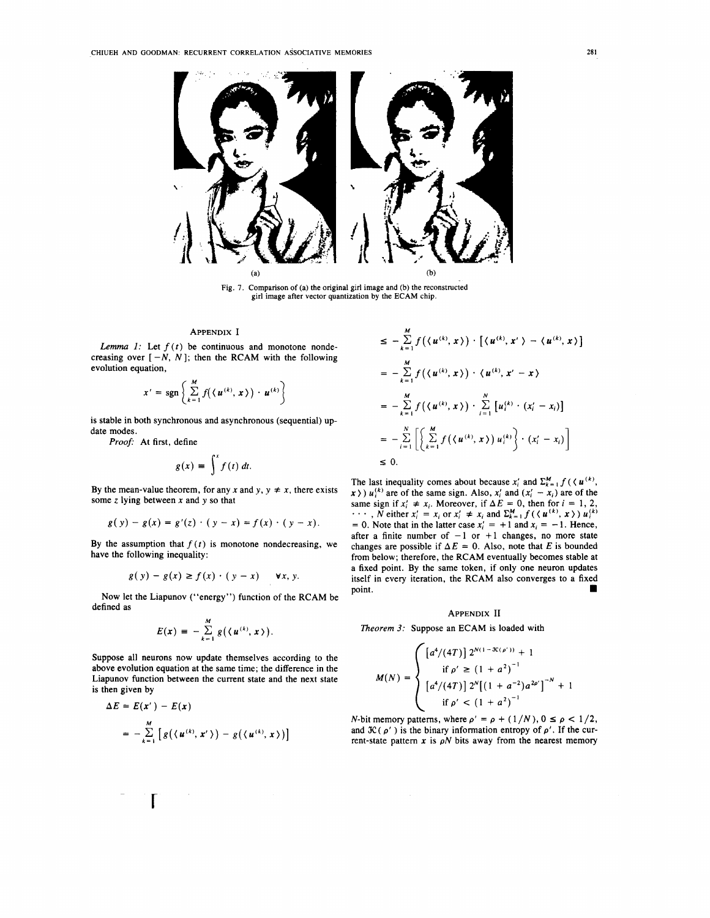(a) (b)

Fig. 7. Comparison of (a) the original girl image and (b) the reconstructed girl image after vector quantization by the ECAM chip.

## Appendix I

*Lemma 1:* Let $f(t)$ be continuous and monotone nondecreasing over $[-N, N]$; then the RCAM with the following evolution equation,

$$x' = \text{sgn}\left\{\sum_{k=1}^{M} f(\langle u^{(k)}, x\rangle) \cdot u^{(k)}\right\}$$

is stable in both synchronous and asynchronous (sequential) update modes.

*Proof:* At first, define

$$g(x) \equiv \int^{x} f(t)\, dt.$$

By the mean-value theorem, for any $x$ and $y$, $y \neq x$, there exists some $z$ lying between $x$ and $y$ so that

$$g(y) - g(x) = g'(z) \cdot (y - x) = f(x) \cdot (y - x).$$

By the assumption that $f(t)$ is monotone nondecreasing, we have the following inequality:

$$g(y) - g(x) \geq f(x) \cdot (y - x) \qquad \forall x, y.$$

Now let the Liapunov ("energy") function of the RCAM be defined as

$$E(x) \equiv -\sum_{k=1}^{M} g(\langle u^{(k)}, x\rangle).$$

Suppose all neurons now update themselves according to the above evolution equation at the same time; the difference in the Liapunov function between the current state and the next state is then given by

$$\begin{aligned}
\Delta E &= E(x') - E(x) \\
&= -\sum_{k=1}^{M} \left[g(\langle u^{(k)}, x'\rangle) - g(\langle u^{(k)}, x\rangle)\right] \\
&\leq -\sum_{k=1}^{M} f(\langle u^{(k)}, x\rangle) \cdot \left[\langle u^{(k)}, x'\rangle - \langle u^{(k)}, x\rangle\right] \\
&= -\sum_{k=1}^{M} f(\langle u^{(k)}, x\rangle) \cdot \langle u^{(k)}, x' - x\rangle \\
&= -\sum_{k=1}^{M} f(\langle u^{(k)}, x\rangle) \cdot \sum_{i=1}^{N} \left[u_i^{(k)} \cdot (x_i' - x_i)\right] \\
&= -\sum_{i=1}^{N} \left[\left\{\sum_{k=1}^{M} f(\langle u^{(k)}, x\rangle)\, u_i^{(k)}\right\} \cdot (x_i' - x_i)\right] \\
&\leq 0.
\end{aligned}$$

The last inequality comes about because $x_i'$ and $\sum_{k=1}^{M} f(\langle u^{(k)}, x\rangle)\, u_i^{(k)}$ are of the same sign. Also, $x_i'$ and $(x_i' - x_i)$ are of the same sign if $x_i' \neq x_i$. Moreover, if $\Delta E = 0$, then for $i = 1, 2, \cdots, N$ either $x_i' = x_i$ or $x_i' \neq x_i$ and $\sum_{k=1}^{M} f(\langle u^{(k)}, x\rangle)\, u_i^{(k)} = 0$. Note that in the latter case $x_i' = +1$ and $x_i = -1$. Hence, after a finite number of $-1$ or $+1$ changes, no more state changes are possible if $\Delta E = 0$. Also, note that $E$ is bounded from below; therefore, the RCAM eventually becomes stable at a fixed point. By the same token, if only one neuron updates itself in every iteration, the RCAM also converges to a fixed point. ∎

## Appendix II

*Theorem 3:* Suppose an ECAM is loaded with

$$M(N) = \begin{cases} \left[a^4/(4T)\right] 2^{N(1 - \mathcal{H}(\rho'))} + 1 \\ \quad \text{if } \rho' \geq (1 + a^2)^{-1} \\ \left[a^4/(4T)\right] 2^N \left[(1 + a^{-2}) a^{2\rho'}\right]^{-N} + 1 \\ \quad \text{if } \rho' < (1 + a^2)^{-1} \end{cases}$$

$N$-bit memory patterns, where $\rho' = \rho + (1/N)$, $0 \leq \rho < 1/2$, and $\mathcal{H}(\rho')$ is the binary information entropy of $\rho'$. If the current-state pattern $x$ is $\rho N$ bits away from the nearest memory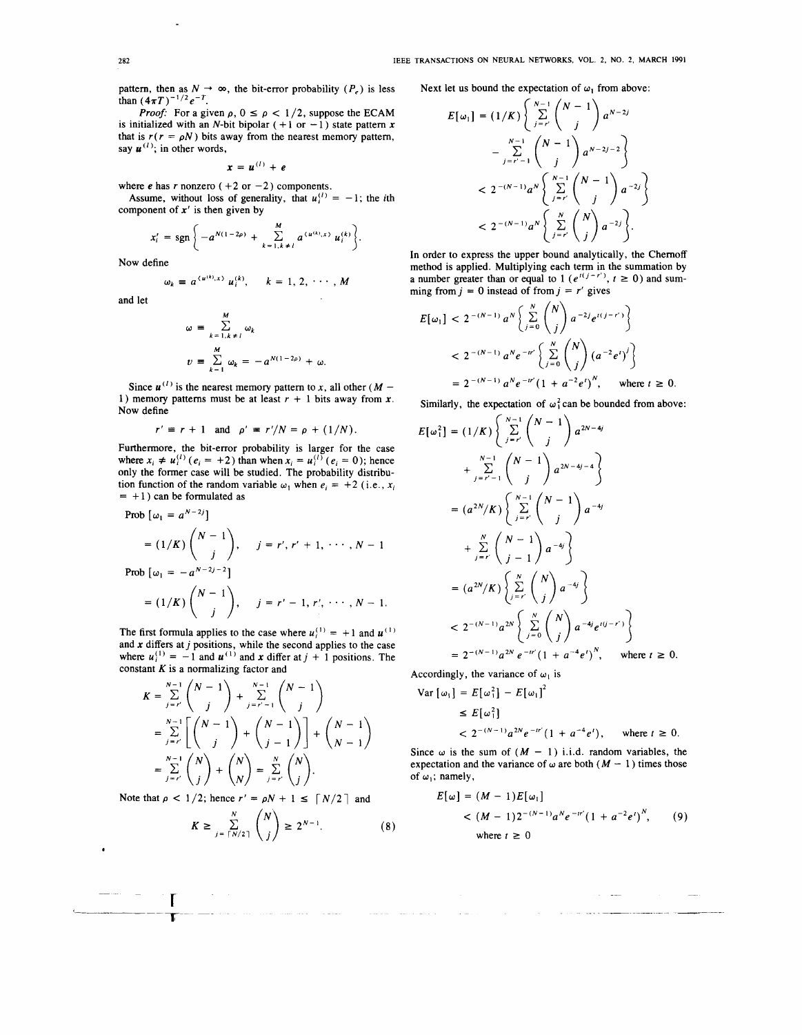pattern, then as $N \to \infty$, the bit-error probability ($P_e$) is less than $(4\pi T)^{-1/2} e^{-T}$.

*Proof:* For a given $\rho$, $0 \le \rho < 1/2$, suppose the ECAM is initialized with an $N$-bit bipolar (+1 or −1) state pattern $\boldsymbol{x}$ that is $r (r = \rho N)$ bits away from the nearest memory pattern, say $\boldsymbol{u}^{(l)}$; in other words,

$$\boldsymbol{x} = \boldsymbol{u}^{(l)} + \boldsymbol{e}$$

where $\boldsymbol{e}$ has $r$ nonzero (+2 or −2) components.

Assume, without loss of generality, that $u_i^{(l)} = -1$; the $i$th component of $\boldsymbol{x}'$ is then given by

$$x_i' = \text{sgn}\left\{ -a^{N(1-2\rho)} + \sum_{k=1, k \ne l}^{M} a^{\langle \boldsymbol{u}^{(k)}, \boldsymbol{x} \rangle} u_i^{(k)} \right\}.$$

Now define

$$\omega_k \equiv a^{\langle \boldsymbol{u}^{(k)}, \boldsymbol{x} \rangle} u_i^{(k)}, \qquad k = 1, 2, \cdots, M$$

and let

$$\omega \equiv \sum_{k=1, k \ne l}^{M} \omega_k$$

$$v \equiv \sum_{k=1}^{M} \omega_k = -a^{N(1-2\rho)} + \omega.$$

Since $\boldsymbol{u}^{(l)}$ is the nearest memory pattern to $\boldsymbol{x}$, all other $(M - 1)$ memory patterns must be at least $r + 1$ bits away from $\boldsymbol{x}$. Now define

$$r' \equiv r + 1 \quad \text{and} \quad \rho' \equiv r'/N = \rho + (1/N).$$

Furthermore, the bit-error probability is larger for the case where $x_i \ne u_i^{(l)}$ ($e_i = +2$) than when $x_i = u_i^{(l)}$ ($e_i = 0$); hence only the former case will be studied. The probability distribution function of the random variable $\omega_1$ when $e_i = +2$ (i.e., $x_i = +1$) can be formulated as

$$\text{Prob}\left[\omega_1 = a^{N-2j}\right] = (1/K)\binom{N-1}{j}, \qquad j = r', r'+1, \cdots, N-1$$

$$\text{Prob}\left[\omega_1 = -a^{N-2j-2}\right] = (1/K)\binom{N-1}{j}, \qquad j = r'-1, r', \cdots, N-1.$$

The first formula applies to the case where $u_i^{(1)} = +1$ and $\boldsymbol{u}^{(1)}$ and $\boldsymbol{x}$ differs at $j$ positions, while the second applies to the case where $u_i^{(1)} = -1$ and $\boldsymbol{u}^{(1)}$ and $\boldsymbol{x}$ differ at $j + 1$ positions. The constant $K$ is a normalizing factor and

$$K = \sum_{j=r'}^{N-1}\binom{N-1}{j} + \sum_{j=r'-1}^{N-1}\binom{N-1}{j}$$

$$= \sum_{j=r'}^{N-1}\left[\binom{N-1}{j} + \binom{N-1}{j-1}\right] + \binom{N-1}{N-1}$$

$$= \sum_{j=r'}^{N-1}\binom{N}{j} + \binom{N}{N} = \sum_{j=r'}^{N}\binom{N}{j}.$$

Note that $\rho < 1/2$; hence $r' = \rho N + 1 \le \lceil N/2 \rceil$ and

$$K \ge \sum_{j=\lceil N/2 \rceil}^{N}\binom{N}{j} \ge 2^{N-1}. \tag{8}$$

Next let us bound the expectation of $\omega_1$ from above:

$$E[\omega_1] = (1/K)\left\{\sum_{j=r'}^{N-1}\binom{N-1}{j} a^{N-2j} - \sum_{j=r'-1}^{N-1}\binom{N-1}{j} a^{N-2j-2}\right\}$$

$$< 2^{-(N-1)} a^N \left\{\sum_{j=r'}^{N-1}\binom{N-1}{j} a^{-2j}\right\}$$

$$< 2^{-(N-1)} a^N \left\{\sum_{j=r'}^{N}\binom{N}{j} a^{-2j}\right\}.$$

In order to express the upper bound analytically, the Chernoff method is applied. Multiplying each term in the summation by a number greater than or equal to 1 ($e^{t(j-r')}$, $t \ge 0$) and summing from $j = 0$ instead of from $j = r'$ gives

$$E[\omega_1] < 2^{-(N-1)} a^N \left\{\sum_{j=0}^{N}\binom{N}{j} a^{-2j} e^{t(j-r')}\right\}$$

$$< 2^{-(N-1)} a^N e^{-tr'} \left\{\sum_{j=0}^{N}\binom{N}{j} (a^{-2}e^t)^j\right\}$$

$$= 2^{-(N-1)} a^N e^{-tr'} (1 + a^{-2}e^t)^N, \qquad \text{where } t \ge 0.$$

Similarly, the expectation of $\omega_1^2$ can be bounded from above:

$$E[\omega_1^2] = (1/K)\left\{\sum_{j=r'}^{N-1}\binom{N-1}{j} a^{2N-4j} + \sum_{j=r'-1}^{N-1}\binom{N-1}{j} a^{2N-4j-4}\right\}$$

$$= (a^{2N}/K)\left\{\sum_{j=r'}^{N-1}\binom{N-1}{j} a^{-4j} + \sum_{j=r'}^{N}\binom{N-1}{j-1} a^{-4j}\right\}$$

$$= (a^{2N}/K)\left\{\sum_{j=r'}^{N}\binom{N}{j} a^{-4j}\right\}$$

$$< 2^{-(N-1)} a^{2N}\left\{\sum_{j=0}^{N}\binom{N}{j} a^{-4j} e^{t(j-r')}\right\}$$

$$= 2^{-(N-1)} a^{2N} e^{-tr'} (1 + a^{-4}e^t)^N, \qquad \text{where } t \ge 0.$$

Accordingly, the variance of $\omega_1$ is

$$\text{Var}[\omega_1] = E[\omega_1^2] - E[\omega_1]^2$$

$$\le E[\omega_1^2]$$

$$< 2^{-(N-1)} a^{2N} e^{-tr'} (1 + a^{-4}e^t), \qquad \text{where } t \ge 0.$$

Since $\omega$ is the sum of $(M - 1)$ i.i.d. random variables, the expectation and the variance of $\omega$ are both $(M - 1)$ times those of $\omega_1$; namely,

$$E[\omega] = (M-1)E[\omega_1]$$

$$< (M-1)2^{-(N-1)} a^N e^{-tr'} (1 + a^{-2}e^t)^N, \tag{9}$$

where $t \ge 0$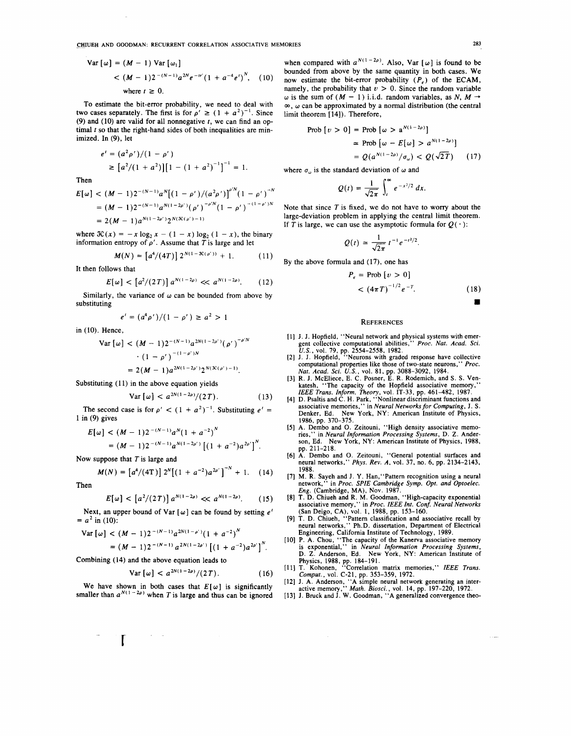$$\text{Var}[\omega] = (M-1)\,\text{Var}[\omega_1]$$

$$< (M-1)2^{-(N-1)}a^{2N}e^{-tr'}(1 + a^{-4}e^t)^N, \quad (10)$$

where $t \geq 0$.

To estimate the bit-error probability, we need to deal with two cases separately. The first is for $\rho' \geq (1 + a^2)^{-1}$. Since (9) and (10) are valid for all nonnegative $t$, we can find an optimal $t$ so that the right-hand sides of both inequalities are minimized. In (9), let

$$e^t = (a^2\rho')/(1-\rho')$$

$$\geq [a^2/(1+a^2)][1 - (1+a^2)^{-1}]^{-1} = 1.$$

Then

$$E[\omega] < (M-1)2^{-(N-1)}a^N[(1-\rho')/(a^2\rho')]^{\rho' N}(1-\rho')^{-N}$$

$$= (M-1)2^{-(N-1)}a^{N(1-2\rho')}(\rho')^{-\rho' N}(1-\rho')^{-(1-\rho')N}$$

$$= 2(M-1)a^{N(1-2\rho')}2^{N(\mathcal{H}(\rho')-1)}$$

where $\mathcal{H}(x) = -x\log_2 x - (1-x)\log_2(1-x)$, the binary information entropy of $\rho'$. Assume that $T$ is large and let

$$M(N) = [a^4/(4T)]\,2^{N(1-\mathcal{H}(\rho'))} + 1. \quad (11)$$

It then follows that

$$E[\omega] < [a^2/(2T)]\,a^{N(1-2\rho)} \ll a^{N(1-2\rho)}. \quad (12)$$

Similarly, the variance of $\omega$ can be bounded from above by substituting

$$e^t = (a^4\rho')/(1-\rho') \geq a^2 > 1$$

in (10). Hence,

$$\text{Var}[\omega] < (M-1)2^{-(N-1)}a^{2N(1-2\rho')}(\rho')^{-\rho' N}\cdot(1-\rho')^{-(1-\rho')N}$$

$$= 2(M-1)a^{2N(1-2\rho')}2^{N(\mathcal{H}(\rho')-1)}.$$

Substituting (11) in the above equation yields

$$\text{Var}[\omega] < a^{2N(1-2\rho)}/(2T). \quad (13)$$

The second case is for $\rho' < (1+a^2)^{-1}$. Substituting $e^t = 1$ in (9) gives

$$E[\omega] < (M-1)2^{-(N-1)}a^N(1+a^{-2})^N$$

$$= (M-1)2^{-(N-1)}a^{N(1-2\rho')}[(1+a^{-2})a^{2\rho'}]^N.$$

Now suppose that $T$ is large and

$$M(N) = [a^4/(4T)]\,2^N[(1+a^{-2})a^{2\rho'}]^{-N} + 1. \quad (14)$$

Then

$$E[\omega] < [a^2/(2T)]\,a^{N(1-2\rho)} \ll a^{N(1-2\rho)}. \quad (15)$$

Next, an upper bound of Var $[\omega]$ can be found by setting $e^t = a^2$ in (10):

$$\text{Var}[\omega] < (M-1)2^{-(N-1)}a^{2N(1-\rho')}(1+a^{-2})^N$$

$$= (M-1)2^{-(N-1)}a^{2N(1-2\rho')}[(1+a^{-2})a^{2\rho'}]^N.$$

Combining (14) and the above equation leads to

$$\text{Var}[\omega] < a^{2N(1-2\rho)}/(2T). \quad (16)$$

We have shown in both cases that $E[\omega]$ is significantly smaller than $a^{N(1-2\rho)}$ when $T$ is large and thus can be ignored when compared with $a^{N(1-2\rho)}$. Also, Var $[\omega]$ is found to be bounded from above by the same quantity in both cases. We now estimate the bit-error probability ($P_e$) of the ECAM, namely, the probability that $v > 0$. Since the random variable $\omega$ is the sum of $(M-1)$ i.i.d. random variables, as $N, M \to \infty$, $\omega$ can be approximated by a normal distribution (the central limit theorem [14]). Therefore,

$$\text{Prob}[v > 0] = \text{Prob}[\omega > a^{N(1-2\rho)}]$$

$$\simeq \text{Prob}[\omega - E[\omega] > a^{N(1-2\rho)}]$$

$$= Q(a^{N(1-2\rho)}/\sigma_\omega) < Q(\sqrt{2T}) \quad (17)$$

where $\sigma_\omega$ is the standard deviation of $\omega$ and

$$Q(t) = \frac{1}{\sqrt{2\pi}}\int_t^\infty e^{-x^2/2}\,dx.$$

Note that since $T$ is fixed, we do not have to worry about the large-deviation problem in applying the central limit theorem. If $T$ is large, we can use the asymptotic formula for $Q(\cdot)$:

$$Q(t) \simeq \frac{1}{\sqrt{2\pi}}t^{-1}e^{-t^2/2}.$$

By the above formula and (17), one has

$$P_e = \text{Prob}[v > 0]$$

$$< (4\pi T)^{-1/2}e^{-T}. \quad (18)$$

■

## References

[1] J. J. Hopfield, "Neural network and physical systems with emergent collective computational abilities," *Proc. Nat. Acad. Sci. U.S.*, vol. 79, pp. 2554-2558, 1982.

[2] J. J. Hopfield, "Neurons with graded response have collective computational properties like those of two-state neurons," *Proc. Nat. Acad. Sci. U.S.*, vol. 81, pp. 3088-3092, 1984.

[3] R. J. McEliece, E. C. Posner, E. R. Rodemich, and S. S. Venkatesh, "The capacity of the Hopfield associative memory," *IEEE Trans. Inform. Theory*, vol. IT-33, pp. 461-482, 1987.

[4] D. Psaltis and C. H. Park, "Nonlinear discriminant functions and associative memories," in *Neural Networks for Computing*, J. S. Denker, Ed. New York, NY: American Institute of Physics, 1986, pp. 370-375.

[5] A. Dembo and O. Zeitouni, "High density associative memories," in *Neural Information Processing Systems*, D. Z. Anderson, Ed. New York, NY: American Institute of Physics, 1988, pp. 211-218.

[6] A. Dembo and O. Zeitouni, "General potential surfaces and neural networks," *Phys. Rev. A*, vol. 37, no. 6, pp. 2134-2143, 1988.

[7] M. R. Sayeh and J. Y. Han, "Pattern recognition using a neural network," in *Proc. SPIE Cambridge Symp. Opt. and Optoelec. Eng.* (Cambridge, MA), Nov. 1987.

[8] T. D. Chiueh and R. M. Goodman, "High-capacity exponential associative memory," in *Proc. IEEE Int. Conf. Neural Networks* (San Deigo, CA), vol. 1, 1988, pp. 153-160.

[9] T. D. Chiueh, "Pattern classification and associative recall by neural networks," Ph.D. dissertation, Department of Electrical Engineering, California Institute of Technology, 1989.

[10] P. A. Chou, "The capacity of the Kanerva associative memory is exponential," in *Neural Information Processing Systems*, D. Z. Anderson, Ed. New York, NY: American Institute of Physics, 1988, pp. 184-191.

[11] T. Kohonen, "Correlation matrix memories," *IEEE Trans. Comput.*, vol. C-21, pp. 353-359, 1972.

[12] J. A. Anderson, "A simple neural network generating an interactive memory," *Math. Biosci.*, vol. 14, pp. 197-220, 1972.

[13] J. Bruck and J. W. Goodman, "A generalized convergence theo-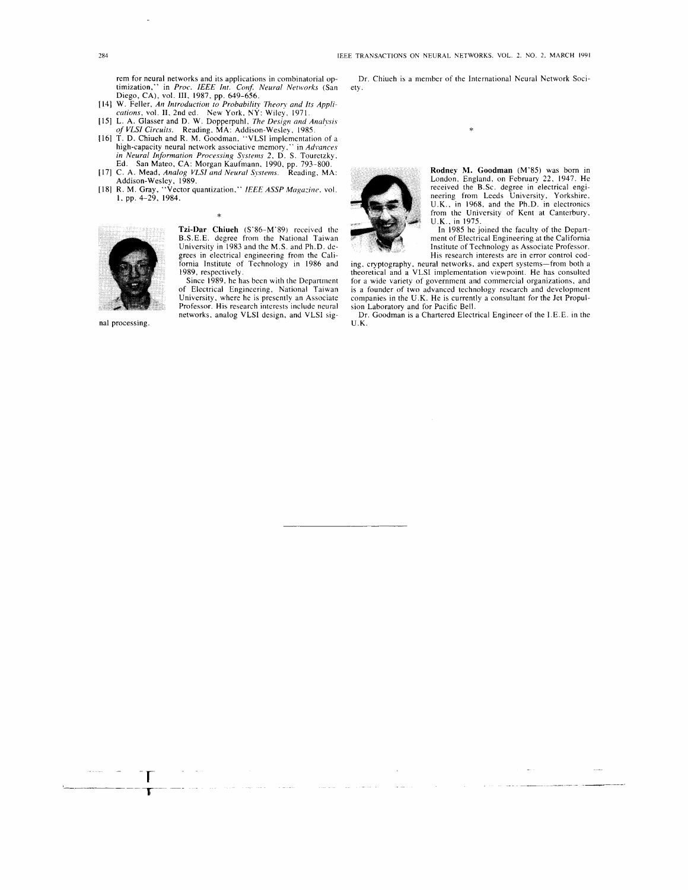rem for neural networks and its applications in combinatorial optimization," in *Proc. IEEE Int. Conf. Neural Networks* (San Diego, CA), vol. III, 1987, pp. 649–656.

[14] W. Feller, *An Introduction to Probability Theory and Its Applications*, vol. II, 2nd ed. New York, NY: Wiley, 1971.

[15] L. A. Glasser and D. W. Dopperpuhl, *The Design and Analysis of VLSI Circuits*. Reading, MA: Addison-Wesley, 1985.

[16] T. D. Chiueh and R. M. Goodman, "VLSI implementation of a high-capacity neural network associative memory," in *Advances in Neural Information Processing Systems 2*, D. S. Touretzky, Ed. San Mateo, CA: Morgan Kaufmann, 1990, pp. 793–800.

[17] C. A. Mead, *Analog VLSI and Neural Systems*. Reading, MA: Addison-Wesley, 1989.

[18] R. M. Gray, "Vector quantization," *IEEE ASSP Magazine*, vol. 1, pp. 4–29, 1984.

*

**Tzi-Dar Chiueh** (S'86–M'89) received the B.S.E.E. degree from the National Taiwan University in 1983 and the M.S. and Ph.D. degrees in electrical engineering from the California Institute of Technology in 1986 and 1989, respectively.

Since 1989, he has been with the Department of Electrical Engineering, National Taiwan University, where he is presently an Associate Professor. His research interests include neural networks, analog VLSI design, and VLSI signal processing.

Dr. Chiueh is a member of the International Neural Network Society.

*

**Rodney M. Goodman** (M'85) was born in London, England, on February 22, 1947. He received the B.Sc. degree in electrical engineering from Leeds University, Yorkshire, U.K., in 1968, and the Ph.D. in electronics from the University of Kent at Canterbury, U.K., in 1975.

In 1985 he joined the faculty of the Department of Electrical Engineering at the California Institute of Technology as Associate Professor. His research interests are in error control coding, cryptography, neural networks, and expert systems—from both a theoretical and a VLSI implementation viewpoint. He has consulted for a wide variety of government and commercial organizations, and is a founder of two advanced technology research and development companies in the U.K. He is currently a consultant for the Jet Propulsion Laboratory and for Pacific Bell.

Dr. Goodman is a Chartered Electrical Engineer of the I.E.E. in the U.K.